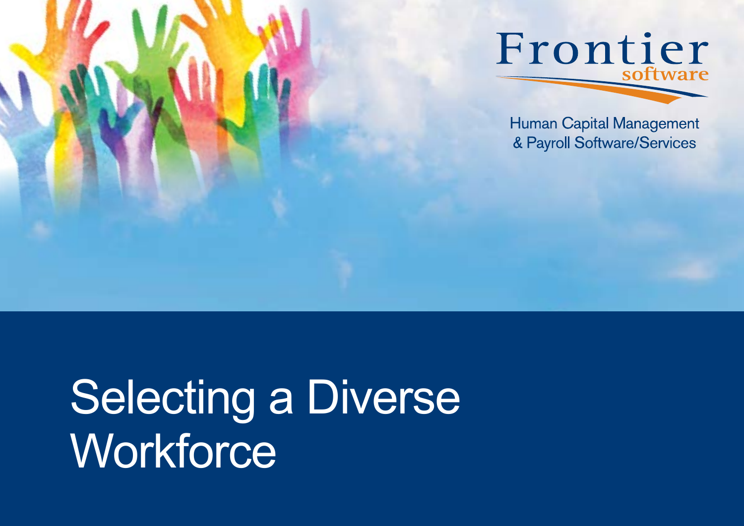Frontier software

Human Capital Management & Payroll Software/Services

# Selecting a Diverse Workforce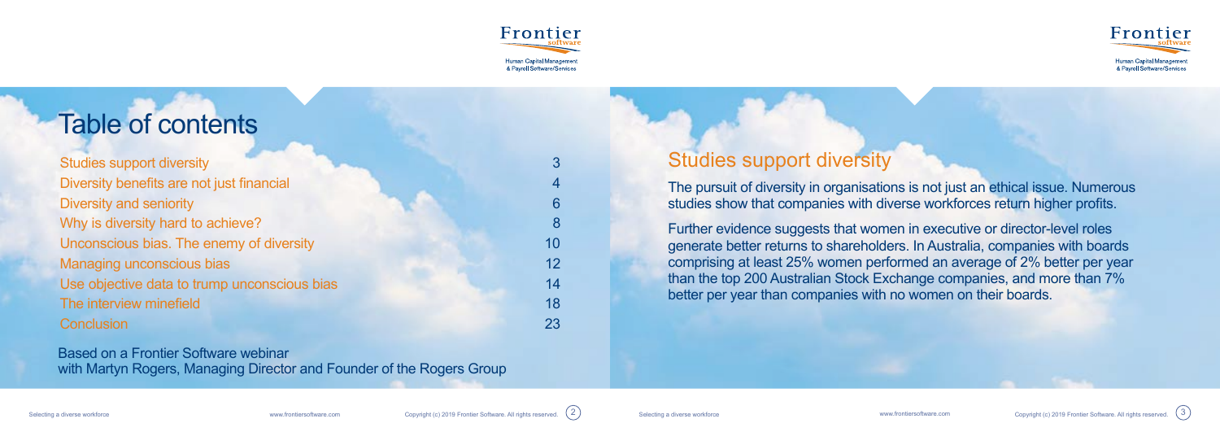# Table of contents

| | |
|---|---|
| Studies support diversity | 3 |
| Diversity benefits are not just financial | 4 |
| Diversity and seniority | 6 |
| Why is diversity hard to achieve? | 8 |
| Unconscious bias. The enemy of diversity | 10 |
| Managing unconscious bias | 12 |
| Use objective data to trump unconscious bias | 14 |
| The interview minefield | 18 |
| Conclusion | 23 |

Based on a Frontier Software webinar
with Martyn Rogers, Managing Director and Founder of the Rogers Group

## Studies support diversity

The pursuit of diversity in organisations is not just an ethical issue. Numerous studies show that companies with diverse workforces return higher profits.

Further evidence suggests that women in executive or director-level roles generate better returns to shareholders. In Australia, companies with boards comprising at least 25% women performed an average of 2% better per year than the top 200 Australian Stock Exchange companies, and more than 7% better per year than companies with no women on their boards.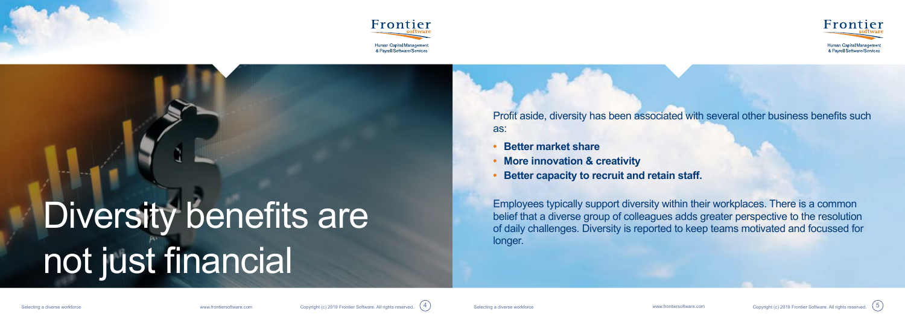# Diversity benefits are not just financial

Profit aside, diversity has been associated with several other business benefits such as:

- **Better market share**
- **More innovation & creativity**
- **Better capacity to recruit and retain staff.**

Employees typically support diversity within their workplaces. There is a common belief that a diverse group of colleagues adds greater perspective to the resolution of daily challenges. Diversity is reported to keep teams motivated and focussed for longer.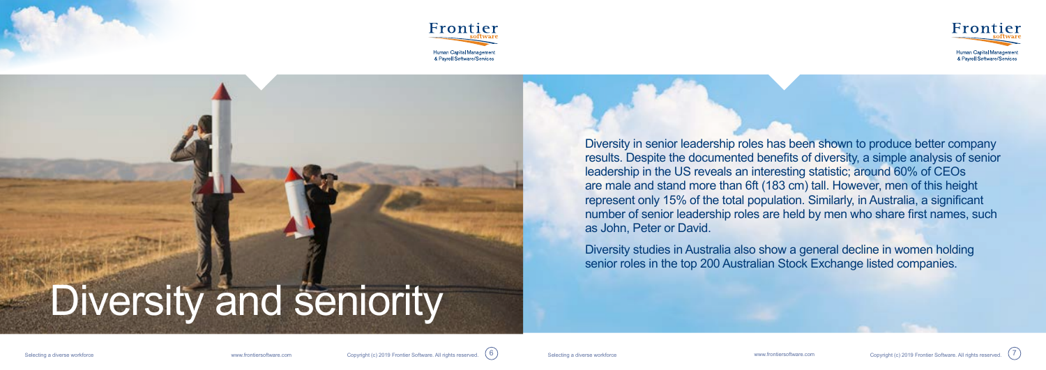# Diversity and seniority

Diversity in senior leadership roles has been shown to produce better company results. Despite the documented benefits of diversity, a simple analysis of senior leadership in the US reveals an interesting statistic; around 60% of CEOs are male and stand more than 6ft (183 cm) tall. However, men of this height represent only 15% of the total population. Similarly, in Australia, a significant number of senior leadership roles are held by men who share first names, such as John, Peter or David.

Diversity studies in Australia also show a general decline in women holding senior roles in the top 200 Australian Stock Exchange listed companies.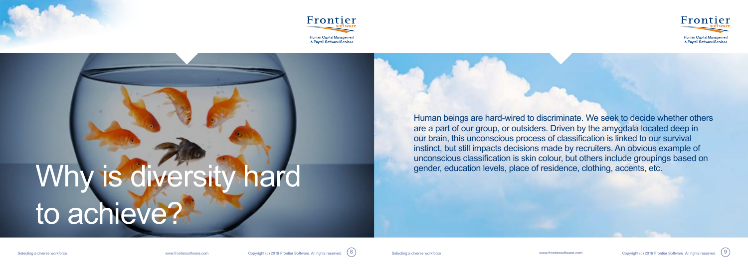# Why is diversity hard to achieve?

Human beings are hard-wired to discriminate. We seek to decide whether others are a part of our group, or outsiders. Driven by the amygdala located deep in our brain, this unconscious process of classification is linked to our survival instinct, but still impacts decisions made by recruiters. An obvious example of unconscious classification is skin colour, but others include groupings based on gender, education levels, place of residence, clothing, accents, etc.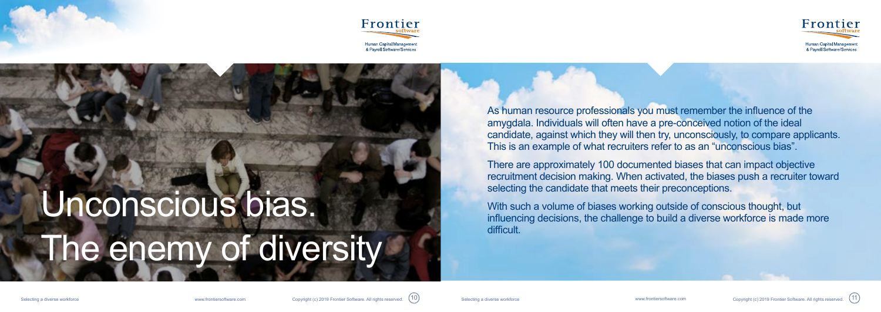# Unconscious bias. The enemy of diversity

As human resource professionals you must remember the influence of the amygdala. Individuals will often have a pre-conceived notion of the ideal candidate, against which they will then try, unconsciously, to compare applicants. This is an example of what recruiters refer to as an "unconscious bias".

There are approximately 100 documented biases that can impact objective recruitment decision making. When activated, the biases push a recruiter toward selecting the candidate that meets their preconceptions.

With such a volume of biases working outside of conscious thought, but influencing decisions, the challenge to build a diverse workforce is made more difficult.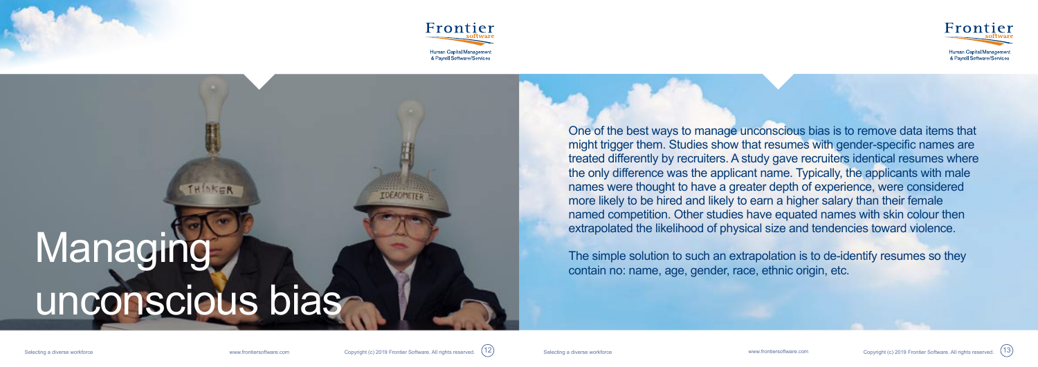# Managing unconscious bias

One of the best ways to manage unconscious bias is to remove data items that might trigger them. Studies show that resumes with gender-specific names are treated differently by recruiters. A study gave recruiters identical resumes where the only difference was the applicant name. Typically, the applicants with male names were thought to have a greater depth of experience, were considered more likely to be hired and likely to earn a higher salary than their female named competition. Other studies have equated names with skin colour then extrapolated the likelihood of physical size and tendencies toward violence.

The simple solution to such an extrapolation is to de-identify resumes so they contain no: name, age, gender, race, ethnic origin, etc.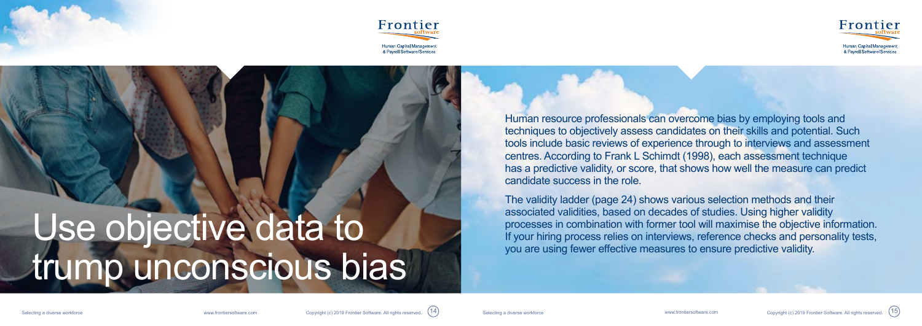# Use objective data to trump unconscious bias

Human resource professionals can overcome bias by employing tools and techniques to objectively assess candidates on their skills and potential. Such tools include basic reviews of experience through to interviews and assessment centres. According to Frank L Schimdt (1998), each assessment technique has a predictive validity, or score, that shows how well the measure can predict candidate success in the role.

The validity ladder (page 24) shows various selection methods and their associated validities, based on decades of studies. Using higher validity processes in combination with former tool will maximise the objective information. If your hiring process relies on interviews, reference checks and personality tests, you are using fewer effective measures to ensure predictive validity.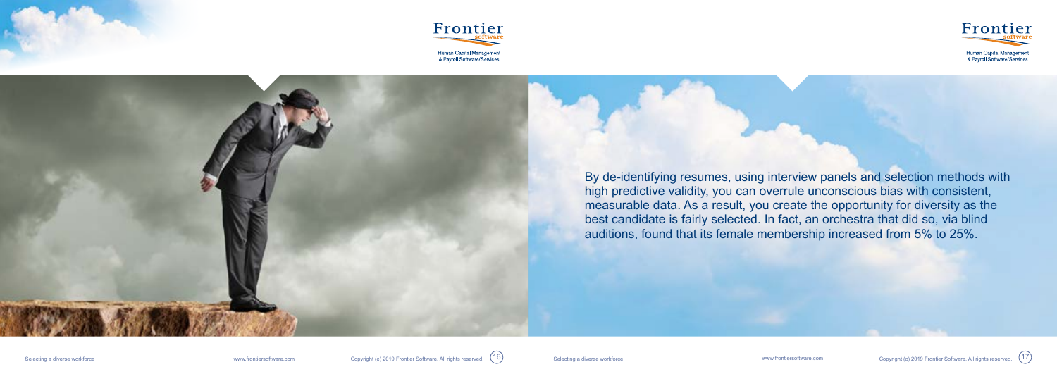By de-identifying resumes, using interview panels and selection methods with high predictive validity, you can overrule unconscious bias with consistent, measurable data. As a result, you create the opportunity for diversity as the best candidate is fairly selected. In fact, an orchestra that did so, via blind auditions, found that its female membership increased from 5% to 25%.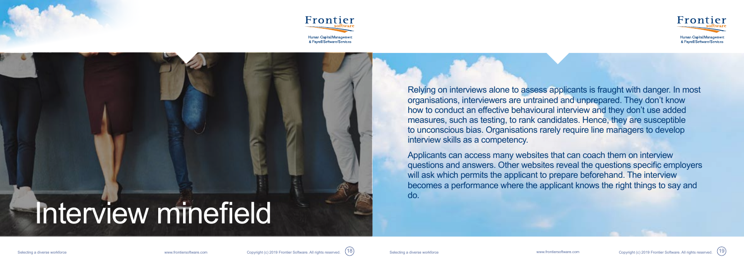# Interview minefield

Relying on interviews alone to assess applicants is fraught with danger. In most organisations, interviewers are untrained and unprepared. They don't know how to conduct an effective behavioural interview and they don't use added measures, such as testing, to rank candidates. Hence, they are susceptible to unconscious bias. Organisations rarely require line managers to develop interview skills as a competency.

Applicants can access many websites that can coach them on interview questions and answers. Other websites reveal the questions specific employers will ask which permits the applicant to prepare beforehand. The interview becomes a performance where the applicant knows the right things to say and do.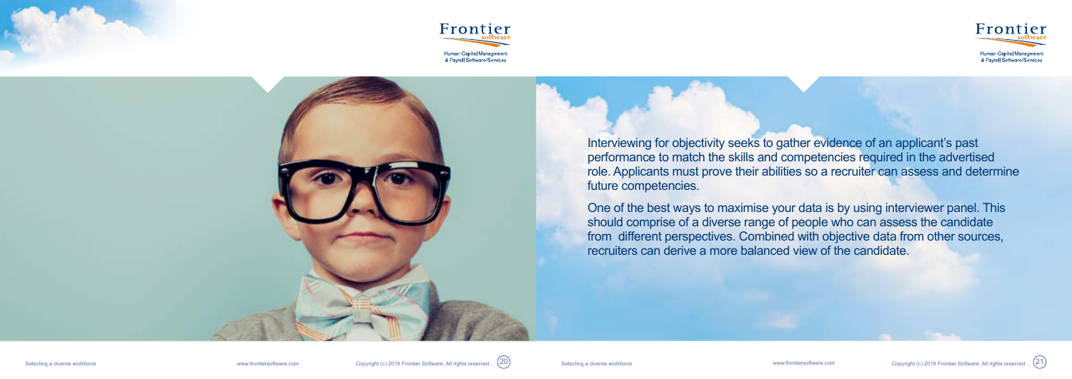Interviewing for objectivity seeks to gather evidence of an applicant's past performance to match the skills and competencies required in the advertised role. Applicants must prove their abilities so a recruiter can assess and determine future competencies.

One of the best ways to maximise your data is by using interviewer panel. This should comprise of a diverse range of people who can assess the candidate from different perspectives. Combined with objective data from other sources, recruiters can derive a more balanced view of the candidate.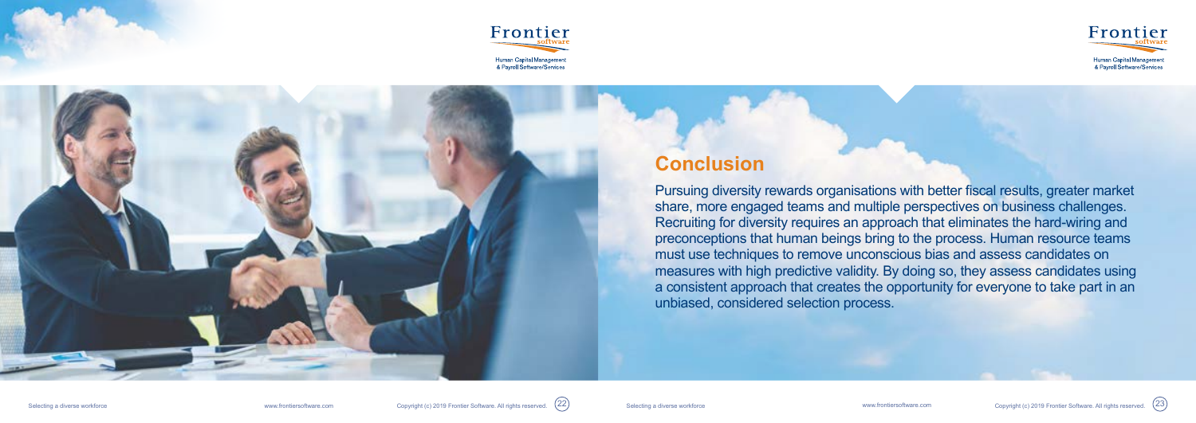## Conclusion

Pursuing diversity rewards organisations with better fiscal results, greater market share, more engaged teams and multiple perspectives on business challenges. Recruiting for diversity requires an approach that eliminates the hard-wiring and preconceptions that human beings bring to the process. Human resource teams must use techniques to remove unconscious bias and assess candidates on measures with high predictive validity. By doing so, they assess candidates using a consistent approach that creates the opportunity for everyone to take part in an unbiased, considered selection process.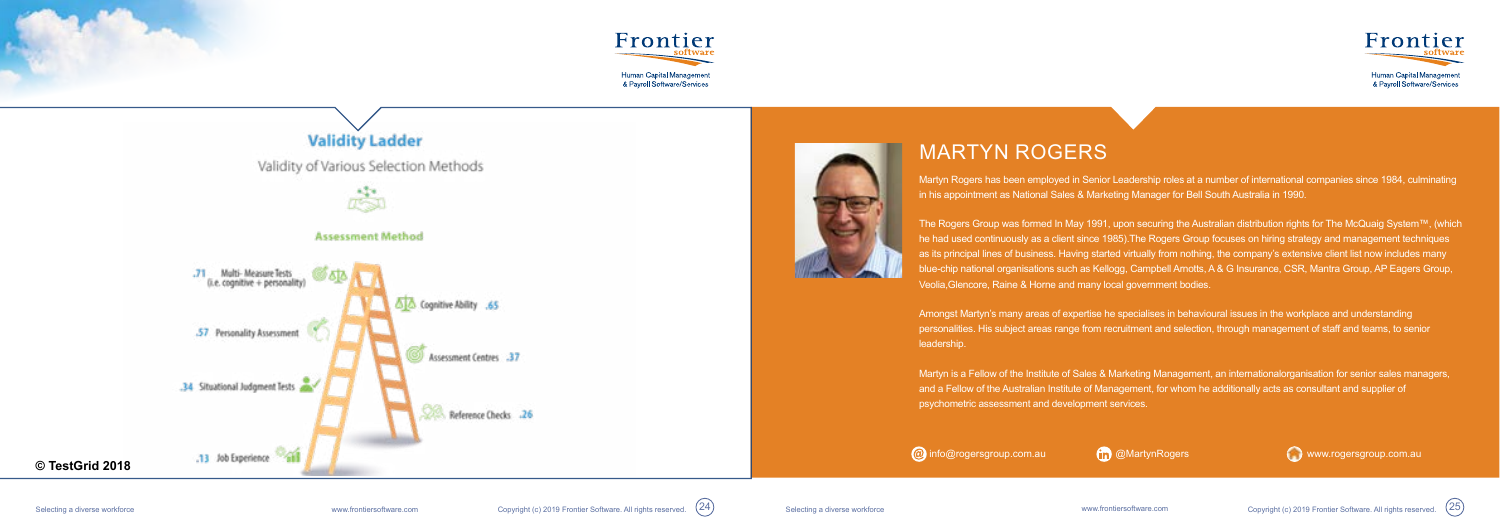## Validity Ladder

Validity of Various Selection Methods

### Assessment Method

- .71 Multi- Measure Tests (i.e. cognitive + personality)
- Cognitive Ability .65
- .57 Personality Assessment
- Assessment Centres .37
- .34 Situational Judgment Tests
- Reference Checks .26
- .13 Job Experience

© TestGrid 2018

# MARTYN ROGERS

Martyn Rogers has been employed in Senior Leadership roles at a number of international companies since 1984, culminating in his appointment as National Sales & Marketing Manager for Bell South Australia in 1990.

The Rogers Group was formed In May 1991, upon securing the Australian distribution rights for The McQuaig System™, (which he had used continuously as a client since 1985).The Rogers Group focuses on hiring strategy and management techniques as its principal lines of business. Having started virtually from nothing, the company's extensive client list now includes many blue-chip national organisations such as Kellogg, Campbell Arnotts, A & G Insurance, CSR, Mantra Group, AP Eagers Group, Veolia,Glencore, Raine & Horne and many local government bodies.

Amongst Martyn's many areas of expertise he specialises in behavioural issues in the workplace and understanding personalities. His subject areas range from recruitment and selection, through management of staff and teams, to senior leadership.

Martyn is a Fellow of the Institute of Sales & Marketing Management, an internationalorganisation for senior sales managers, and a Fellow of the Australian Institute of Management, for whom he additionally acts as consultant and supplier of psychometric assessment and development services.

info@rogersgroup.com.au | @MartynRogers | www.rogersgroup.com.au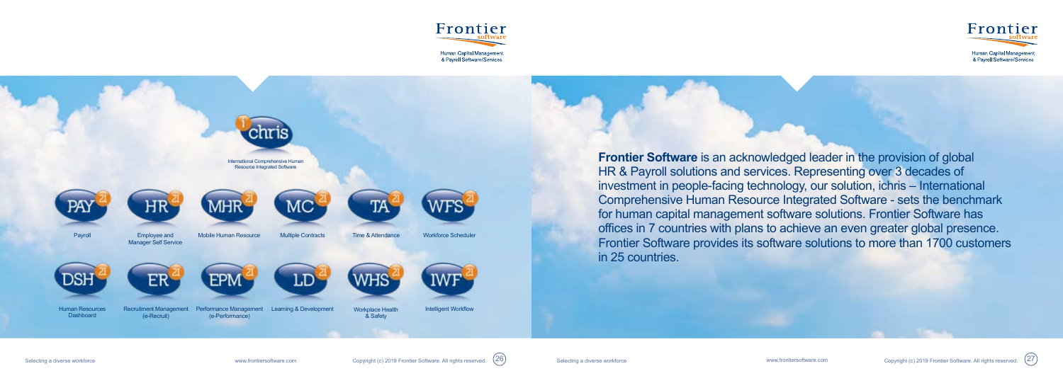ichris

International Comprehensive Human Resource Integrated Software

| PAY | HR | MHR | MC | TA | WFS |
|---|---|---|---|---|---|
| Payroll | Employee and Manager Self Service | Mobile Human Resource | Multiple Contracts | Time & Attendance | Workforce Scheduler |
| **DSH** | **ER** | **EPM** | **LD** | **WHS** | **IWF** |
| Human Resources Dashboard | Recruitment Management (e-Recruit) | Performance Management (e-Performance) | Learning & Development | Workplace Health & Safety | Intelligent Workflow |

**Frontier Software** is an acknowledged leader in the provision of global HR & Payroll solutions and services. Representing over 3 decades of investment in people-facing technology, our solution, ichris – International Comprehensive Human Resource Integrated Software - sets the benchmark for human capital management software solutions. Frontier Software has offices in 7 countries with plans to achieve an even greater global presence. Frontier Software provides its software solutions to more than 1700 customers in 25 countries.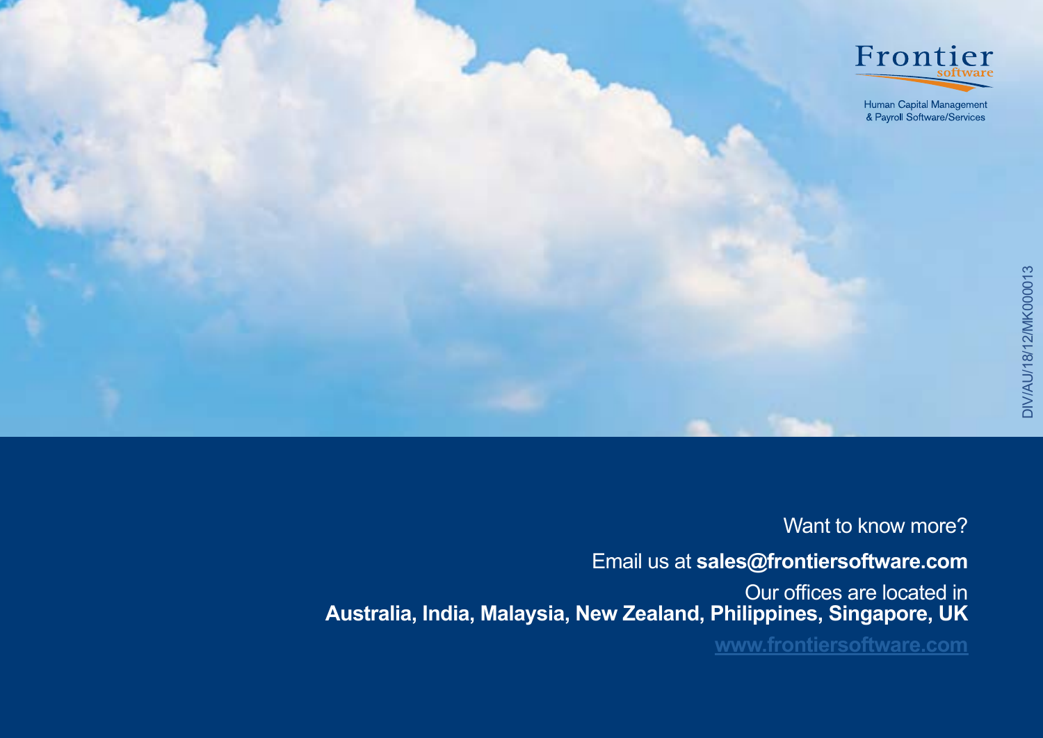Frontier software

Human Capital Management & Payroll Software/Services

DIV/AU/18/12/MK000013

Want to know more?

Email us at **sales@frontiersoftware.com**

Our offices are located in
**Australia, India, Malaysia, New Zealand, Philippines, Singapore, UK**

www.frontiersoftware.com